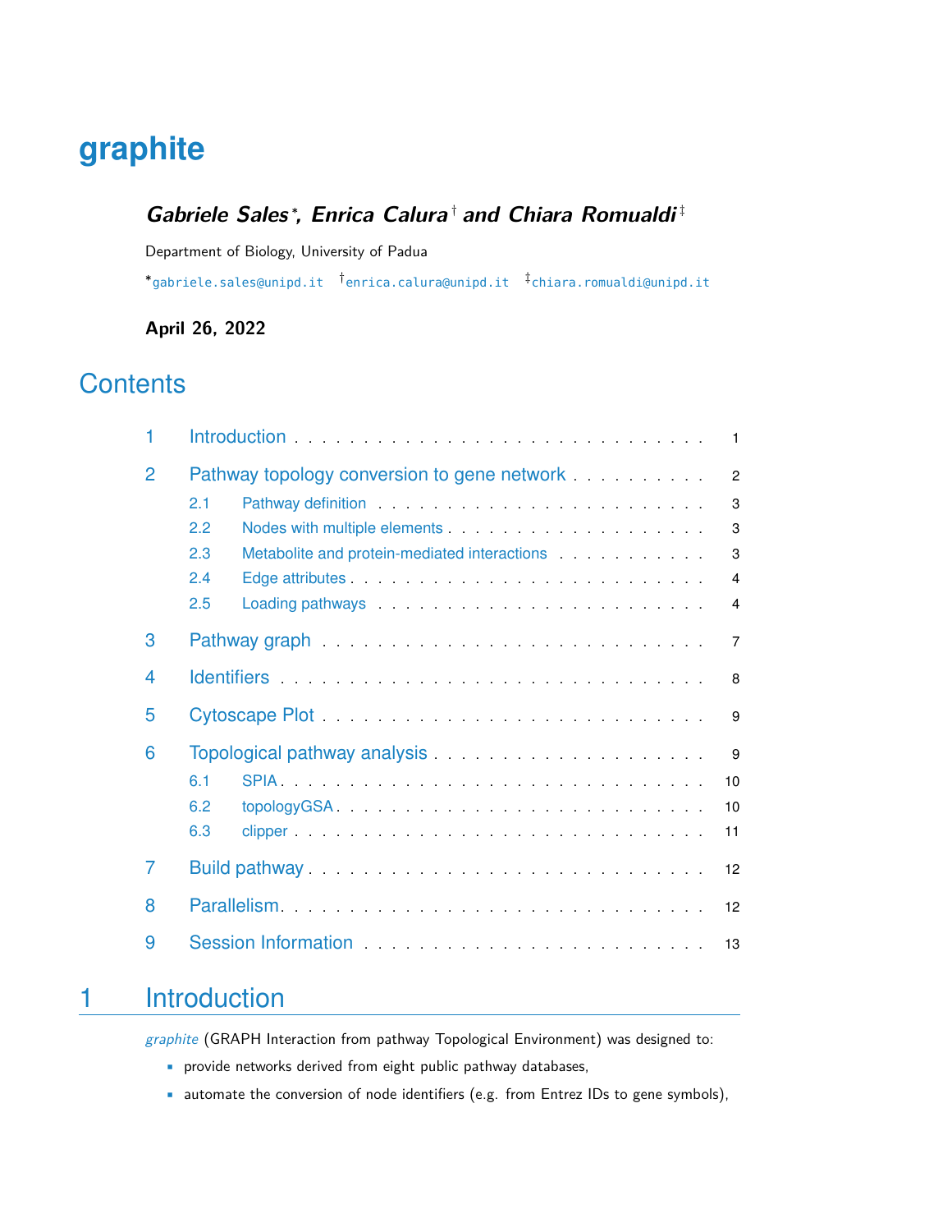# graphite

***Gabriele Sales*[*], Enrica Calura[†] and Chiara Romualdi[‡]***

Department of Biology, University of Padua

[*]gabriele.sales@unipd.it [†]enrica.calura@unipd.it [‡]chiara.romualdi@unipd.it

**April 26, 2022**

## Contents

| | | |
|---|---|---|
| 1 | Introduction | 1 |
| 2 | Pathway topology conversion to gene network | 2 |
| 2.1 | Pathway definition | 3 |
| 2.2 | Nodes with multiple elements | 3 |
| 2.3 | Metabolite and protein-mediated interactions | 3 |
| 2.4 | Edge attributes | 4 |
| 2.5 | Loading pathways | 4 |
| 3 | Pathway graph | 7 |
| 4 | Identifiers | 8 |
| 5 | Cytoscape Plot | 9 |
| 6 | Topological pathway analysis | 9 |
| 6.1 | SPIA | 10 |
| 6.2 | topologyGSA | 10 |
| 6.3 | clipper | 11 |
| 7 | Build pathway | 12 |
| 8 | Parallelism | 12 |
| 9 | Session Information | 13 |

## 1 Introduction

*graphite* (GRAPH Interaction from pathway Topological Environment) was designed to:

- provide networks derived from eight public pathway databases,
- automate the conversion of node identifiers (e.g. from Entrez IDs to gene symbols),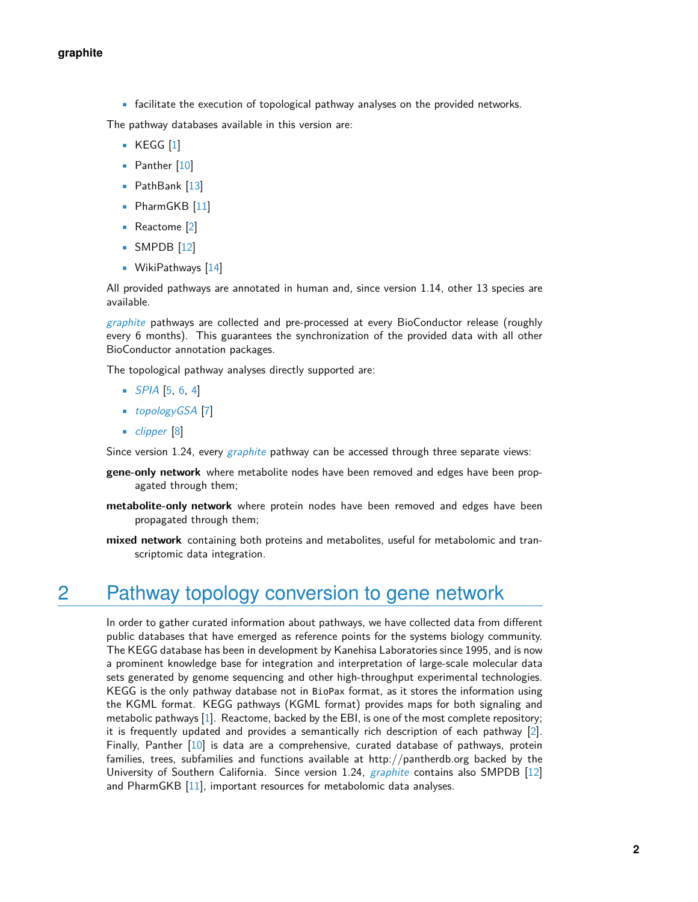- facilitate the execution of topological pathway analyses on the provided networks.

The pathway databases available in this version are:

- KEGG [1]
- Panther [10]
- PathBank [13]
- PharmGKB [11]
- Reactome [2]
- SMPDB [12]
- WikiPathways [14]

All provided pathways are annotated in human and, since version 1.14, other 13 species are available.

*graphite* pathways are collected and pre-processed at every BioConductor release (roughly every 6 months). This guarantees the synchronization of the provided data with all other BioConductor annotation packages.

The topological pathway analyses directly supported are:

- *SPIA* [5, 6, 4]
- *topologyGSA* [7]
- *clipper* [8]

Since version 1.24, every *graphite* pathway can be accessed through three separate views:

**gene-only network** where metabolite nodes have been removed and edges have been propagated through them;

**metabolite-only network** where protein nodes have been removed and edges have been propagated through them;

**mixed network** containing both proteins and metabolites, useful for metabolomic and transcriptomic data integration.

# 2 Pathway topology conversion to gene network

In order to gather curated information about pathways, we have collected data from different public databases that have emerged as reference points for the systems biology community. The KEGG database has been in development by Kanehisa Laboratories since 1995, and is now a prominent knowledge base for integration and interpretation of large-scale molecular data sets generated by genome sequencing and other high-throughput experimental technologies. KEGG is the only pathway database not in `BioPax` format, as it stores the information using the KGML format. KEGG pathways (KGML format) provides maps for both signaling and metabolic pathways [1]. Reactome, backed by the EBI, is one of the most complete repository; it is frequently updated and provides a semantically rich description of each pathway [2]. Finally, Panther [10] is data are a comprehensive, curated database of pathways, protein families, trees, subfamilies and functions available at http://pantherdb.org backed by the University of Southern California. Since version 1.24, *graphite* contains also SMPDB [12] and PharmGKB [11], important resources for metabolomic data analyses.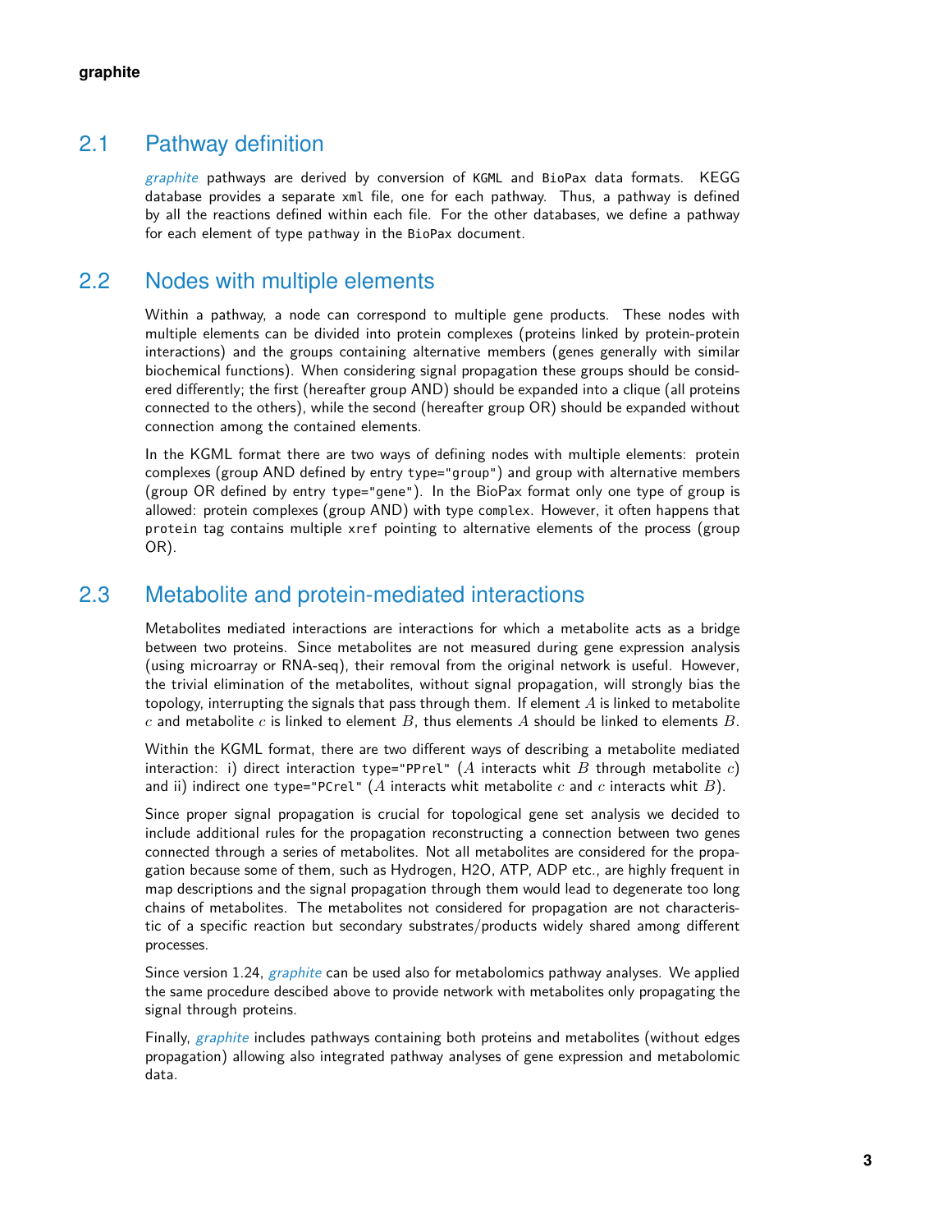## 2.1 Pathway definition

*graphite* pathways are derived by conversion of `KGML` and `BioPax` data formats. KEGG database provides a separate `xml` file, one for each pathway. Thus, a pathway is defined by all the reactions defined within each file. For the other databases, we define a pathway for each element of type `pathway` in the `BioPax` document.

## 2.2 Nodes with multiple elements

Within a pathway, a node can correspond to multiple gene products. These nodes with multiple elements can be divided into protein complexes (proteins linked by protein-protein interactions) and the groups containing alternative members (genes generally with similar biochemical functions). When considering signal propagation these groups should be considered differently; the first (hereafter group AND) should be expanded into a clique (all proteins connected to the others), while the second (hereafter group OR) should be expanded without connection among the contained elements.

In the KGML format there are two ways of defining nodes with multiple elements: protein complexes (group AND defined by entry `type="group"`) and group with alternative members (group OR defined by entry `type="gene"`). In the BioPax format only one type of group is allowed: protein complexes (group AND) with type `complex`. However, it often happens that `protein` tag contains multiple `xref` pointing to alternative elements of the process (group OR).

## 2.3 Metabolite and protein-mediated interactions

Metabolites mediated interactions are interactions for which a metabolite acts as a bridge between two proteins. Since metabolites are not measured during gene expression analysis (using microarray or RNA-seq), their removal from the original network is useful. However, the trivial elimination of the metabolites, without signal propagation, will strongly bias the topology, interrupting the signals that pass through them. If element $A$ is linked to metabolite $c$ and metabolite $c$ is linked to element $B$, thus elements $A$ should be linked to elements $B$.

Within the KGML format, there are two different ways of describing a metabolite mediated interaction: i) direct interaction `type="PPrel"` ($A$ interacts whit $B$ through metabolite $c$) and ii) indirect one `type="PCrel"` ($A$ interacts whit metabolite $c$ and $c$ interacts whit $B$).

Since proper signal propagation is crucial for topological gene set analysis we decided to include additional rules for the propagation reconstructing a connection between two genes connected through a series of metabolites. Not all metabolites are considered for the propagation because some of them, such as Hydrogen, H2O, ATP, ADP etc., are highly frequent in map descriptions and the signal propagation through them would lead to degenerate too long chains of metabolites. The metabolites not considered for propagation are not characteristic of a specific reaction but secondary substrates/products widely shared among different processes.

Since version 1.24, *graphite* can be used also for metabolomics pathway analyses. We applied the same procedure descibed above to provide network with metabolites only propagating the signal through proteins.

Finally, *graphite* includes pathways containing both proteins and metabolites (without edges propagation) allowing also integrated pathway analyses of gene expression and metabolomic data.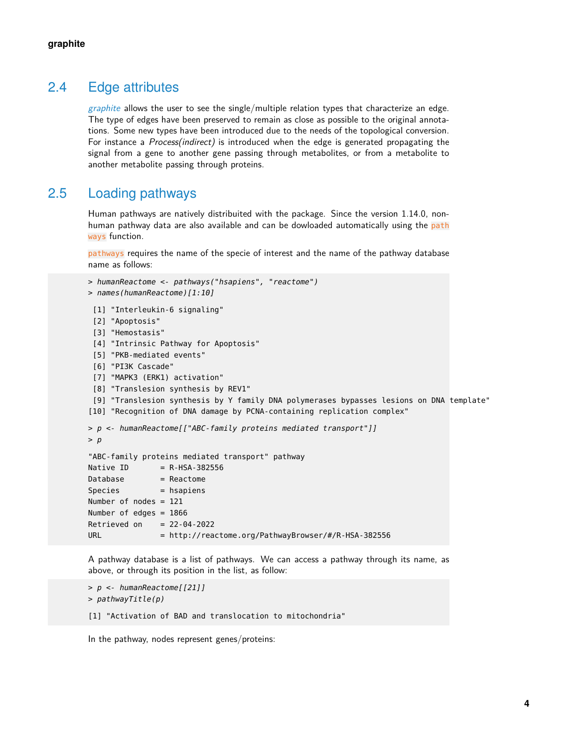## 2.4 Edge attributes

*graphite* allows the user to see the single/multiple relation types that characterize an edge. The type of edges have been preserved to remain as close as possible to the original annotations. Some new types have been introduced due to the needs of the topological conversion. For instance a *Process(indirect)* is introduced when the edge is generated propagating the signal from a gene to another gene passing through metabolites, or from a metabolite to another metabolite passing through proteins.

## 2.5 Loading pathways

Human pathways are natively distribuited with the package. Since the version 1.14.0, non-human pathway data are also available and can be dowloaded automatically using the `pathways` function.

`pathways` requires the name of the specie of interest and the name of the pathway database name as follows:

```
> humanReactome <- pathways("hsapiens", "reactome")
> names(humanReactome)[1:10]

 [1] "Interleukin-6 signaling"
 [2] "Apoptosis"
 [3] "Hemostasis"
 [4] "Intrinsic Pathway for Apoptosis"
 [5] "PKB-mediated events"
 [6] "PI3K Cascade"
 [7] "MAPK3 (ERK1) activation"
 [8] "Translesion synthesis by REV1"
 [9] "Translesion synthesis by Y family DNA polymerases bypasses lesions on DNA template"
[10] "Recognition of DNA damage by PCNA-containing replication complex"

> p <- humanReactome[["ABC-family proteins mediated transport"]]
> p

"ABC-family proteins mediated transport" pathway
Native ID       = R-HSA-382556
Database        = Reactome
Species         = hsapiens
Number of nodes = 121
Number of edges = 1866
Retrieved on    = 22-04-2022
URL             = http://reactome.org/PathwayBrowser/#/R-HSA-382556
```

A pathway database is a list of pathways. We can access a pathway through its name, as above, or through its position in the list, as follow:

```
> p <- humanReactome[[21]]
> pathwayTitle(p)

[1] "Activation of BAD and translocation to mitochondria"
```

In the pathway, nodes represent genes/proteins: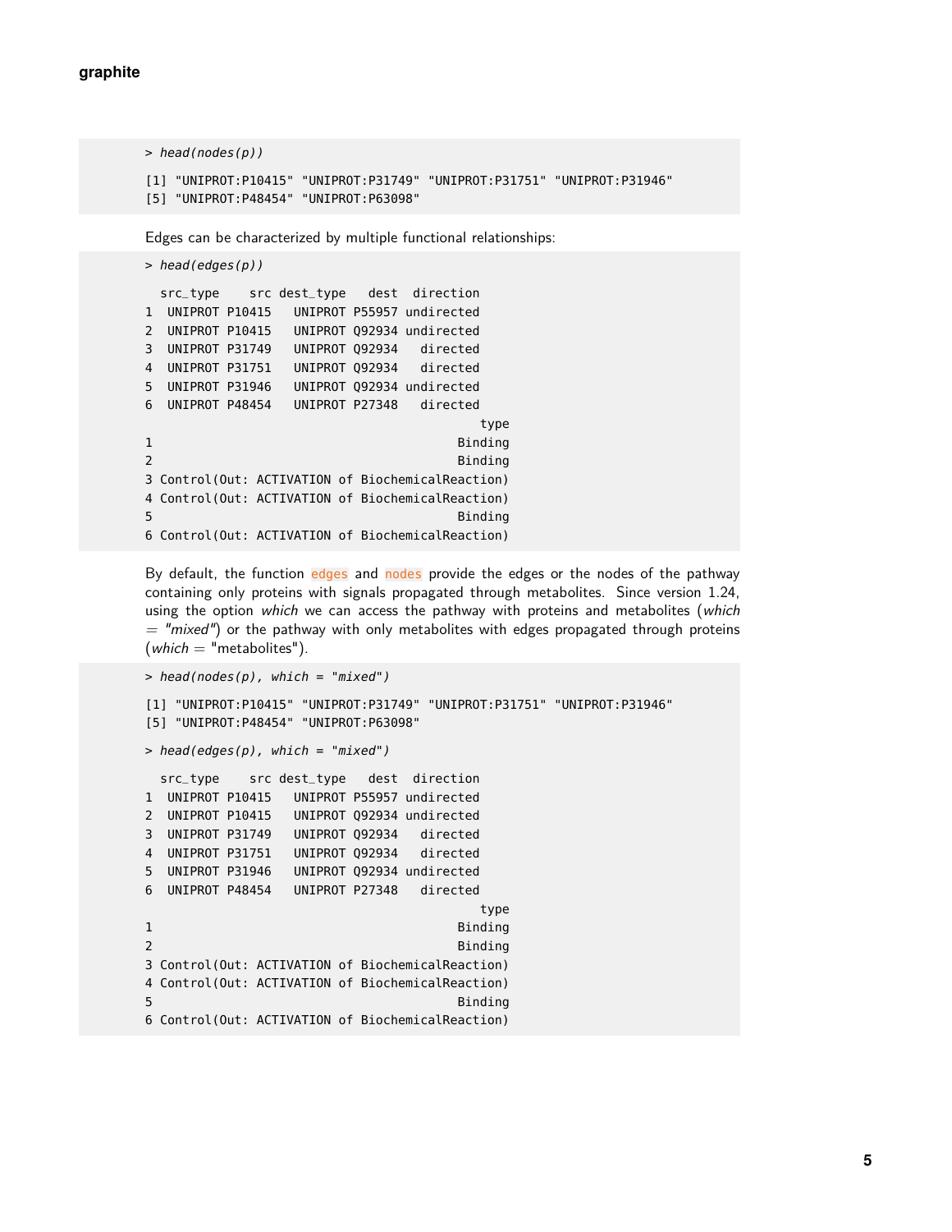```
> head(nodes(p))

[1] "UNIPROT:P10415" "UNIPROT:P31749" "UNIPROT:P31751" "UNIPROT:P31946"
[5] "UNIPROT:P48454" "UNIPROT:P63098"
```

Edges can be characterized by multiple functional relationships:

```
> head(edges(p))

  src_type    src dest_type   dest  direction
1  UNIPROT P10415   UNIPROT P55957 undirected
2  UNIPROT P10415   UNIPROT Q92934 undirected
3  UNIPROT P31749   UNIPROT Q92934   directed
4  UNIPROT P31751   UNIPROT Q92934   directed
5  UNIPROT P31946   UNIPROT Q92934 undirected
6  UNIPROT P48454   UNIPROT P27348   directed
                                        type
1                                    Binding
2                                    Binding
3 Control(Out: ACTIVATION of BiochemicalReaction)
4 Control(Out: ACTIVATION of BiochemicalReaction)
5                                    Binding
6 Control(Out: ACTIVATION of BiochemicalReaction)
```

By default, the function edges and nodes provide the edges or the nodes of the pathway containing only proteins with signals propagated through metabolites. Since version 1.24, using the option *which* we can access the pathway with proteins and metabolites (*which* = *"mixed"*) or the pathway with only metabolites with edges propagated through proteins (*which* = "metabolites").

```
> head(nodes(p), which = "mixed")

[1] "UNIPROT:P10415" "UNIPROT:P31749" "UNIPROT:P31751" "UNIPROT:P31946"
[5] "UNIPROT:P48454" "UNIPROT:P63098"

> head(edges(p), which = "mixed")

  src_type    src dest_type   dest  direction
1  UNIPROT P10415   UNIPROT P55957 undirected
2  UNIPROT P10415   UNIPROT Q92934 undirected
3  UNIPROT P31749   UNIPROT Q92934   directed
4  UNIPROT P31751   UNIPROT Q92934   directed
5  UNIPROT P31946   UNIPROT Q92934 undirected
6  UNIPROT P48454   UNIPROT P27348   directed
                                        type
1                                    Binding
2                                    Binding
3 Control(Out: ACTIVATION of BiochemicalReaction)
4 Control(Out: ACTIVATION of BiochemicalReaction)
5                                    Binding
6 Control(Out: ACTIVATION of BiochemicalReaction)
```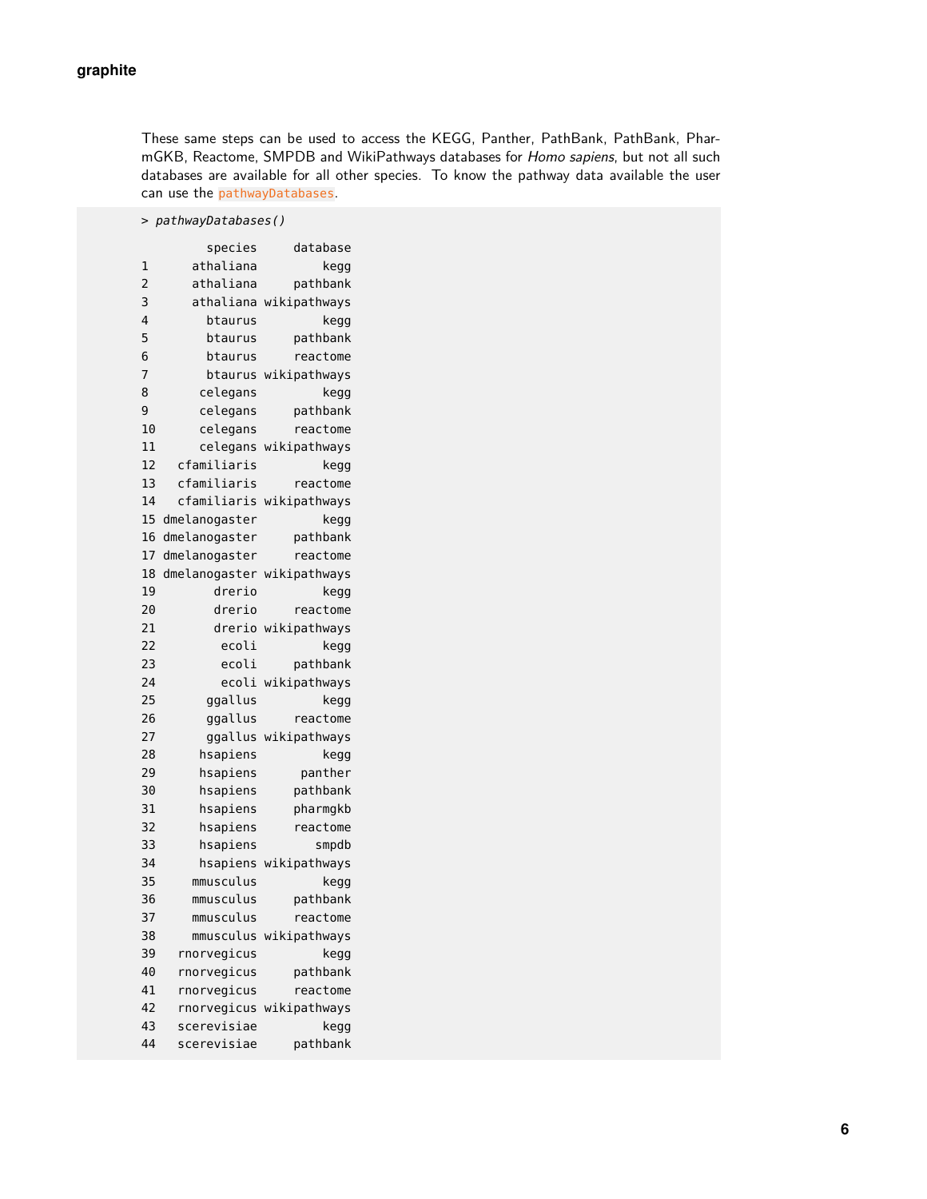These same steps can be used to access the KEGG, Panther, PathBank, PathBank, PharmGKB, Reactome, SMPDB and WikiPathways databases for *Homo sapiens*, but not all such databases are available for all other species. To know the pathway data available the user can use the `pathwayDatabases`.

```
> pathwayDatabases()

        species     database
1     athaliana         kegg
2     athaliana     pathbank
3     athaliana wikipathways
4       btaurus         kegg
5       btaurus     pathbank
6       btaurus     reactome
7       btaurus wikipathways
8      celegans         kegg
9      celegans     pathbank
10     celegans     reactome
11     celegans wikipathways
12  cfamiliaris         kegg
13  cfamiliaris     reactome
14  cfamiliaris wikipathways
15 dmelanogaster        kegg
16 dmelanogaster    pathbank
17 dmelanogaster    reactome
18 dmelanogaster wikipathways
19       drerio         kegg
20       drerio     reactome
21       drerio wikipathways
22        ecoli         kegg
23        ecoli     pathbank
24        ecoli wikipathways
25      ggallus         kegg
26      ggallus     reactome
27      ggallus wikipathways
28     hsapiens         kegg
29     hsapiens      panther
30     hsapiens     pathbank
31     hsapiens     pharmgkb
32     hsapiens     reactome
33     hsapiens        smpdb
34     hsapiens wikipathways
35    mmusculus         kegg
36    mmusculus     pathbank
37    mmusculus     reactome
38    mmusculus wikipathways
39  rnorvegicus         kegg
40  rnorvegicus     pathbank
41  rnorvegicus     reactome
42  rnorvegicus wikipathways
43  scerevisiae         kegg
44  scerevisiae     pathbank
```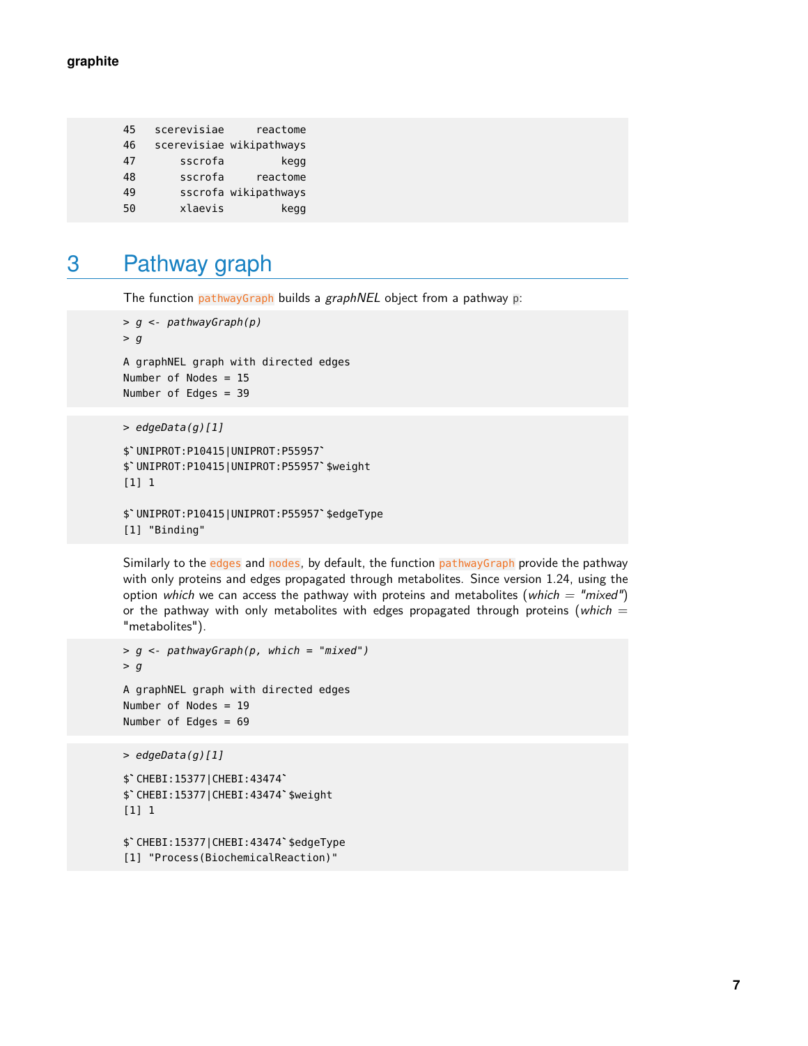```
45   scerevisiae     reactome
46   scerevisiae wikipathways
47       sscrofa         kegg
48       sscrofa     reactome
49       sscrofa wikipathways
50       xlaevis         kegg
```

# 3 Pathway graph

The function pathwayGraph builds a *graphNEL* object from a pathway p:

```
> g <- pathwayGraph(p)
> g

A graphNEL graph with directed edges
Number of Nodes = 15
Number of Edges = 39
```

```
> edgeData(g)[1]

$`UNIPROT:P10415|UNIPROT:P55957`
$`UNIPROT:P10415|UNIPROT:P55957`$weight
[1] 1

$`UNIPROT:P10415|UNIPROT:P55957`$edgeType
[1] "Binding"
```

Similarly to the edges and nodes, by default, the function pathwayGraph provide the pathway with only proteins and edges propagated through metabolites. Since version 1.24, using the option *which* we can access the pathway with proteins and metabolites (*which* = *"mixed"*) or the pathway with only metabolites with edges propagated through proteins (*which* = "metabolites").

```
> g <- pathwayGraph(p, which = "mixed")
> g

A graphNEL graph with directed edges
Number of Nodes = 19
Number of Edges = 69
```

```
> edgeData(g)[1]

$`CHEBI:15377|CHEBI:43474`
$`CHEBI:15377|CHEBI:43474`$weight
[1] 1

$`CHEBI:15377|CHEBI:43474`$edgeType
[1] "Process(BiochemicalReaction)"
```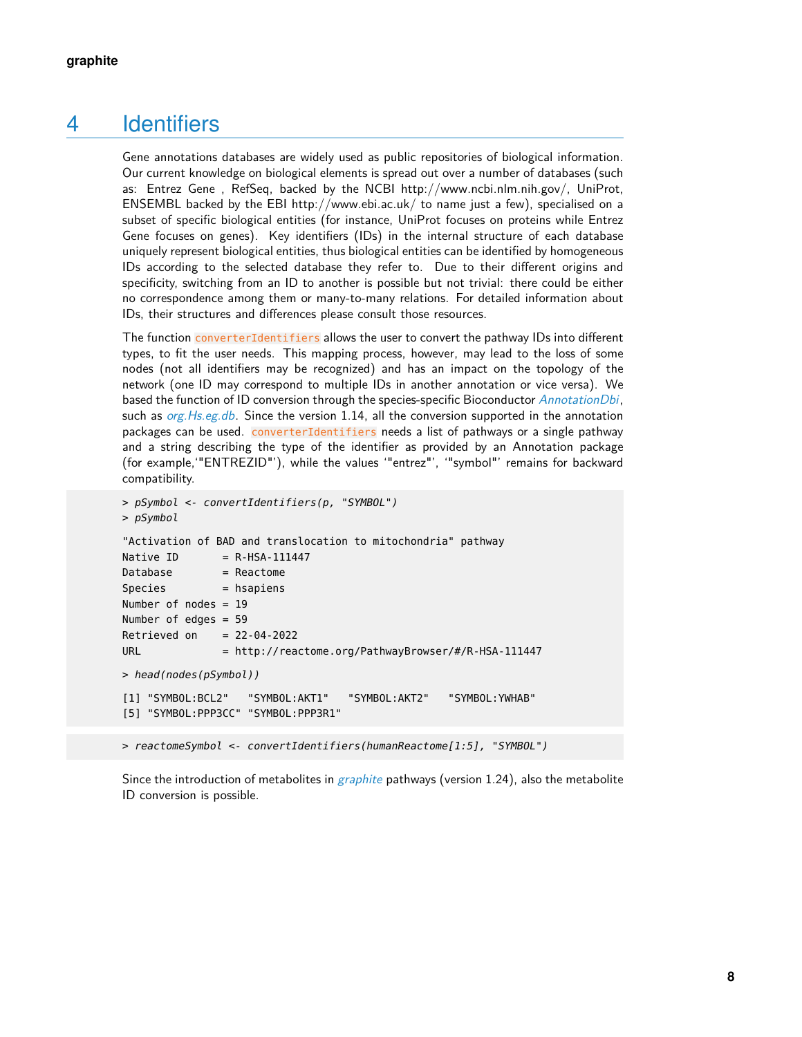# 4 Identifiers

Gene annotations databases are widely used as public repositories of biological information. Our current knowledge on biological elements is spread out over a number of databases (such as: Entrez Gene , RefSeq, backed by the NCBI http://www.ncbi.nlm.nih.gov/, UniProt, ENSEMBL backed by the EBI http://www.ebi.ac.uk/ to name just a few), specialised on a subset of specific biological entities (for instance, UniProt focuses on proteins while Entrez Gene focuses on genes). Key identifiers (IDs) in the internal structure of each database uniquely represent biological entities, thus biological entities can be identified by homogeneous IDs according to the selected database they refer to. Due to their different origins and specificity, switching from an ID to another is possible but not trivial: there could be either no correspondence among them or many-to-many relations. For detailed information about IDs, their structures and differences please consult those resources.

The function `converterIdentifiers` allows the user to convert the pathway IDs into different types, to fit the user needs. This mapping process, however, may lead to the loss of some nodes (not all identifiers may be recognized) and has an impact on the topology of the network (one ID may correspond to multiple IDs in another annotation or vice versa). We based the function of ID conversion through the species-specific Bioconductor *AnnotationDbi*, such as *org.Hs.eg.db*. Since the version 1.14, all the conversion supported in the annotation packages can be used. `converterIdentifiers` needs a list of pathways or a single pathway and a string describing the type of the identifier as provided by an Annotation package (for example,'"ENTREZID"'), while the values '"entrez"', '"symbol"' remains for backward compatibility.

```
> pSymbol <- convertIdentifiers(p, "SYMBOL")
> pSymbol

"Activation of BAD and translocation to mitochondria" pathway
Native ID       = R-HSA-111447
Database        = Reactome
Species         = hsapiens
Number of nodes = 19
Number of edges = 59
Retrieved on    = 22-04-2022
URL             = http://reactome.org/PathwayBrowser/#/R-HSA-111447

> head(nodes(pSymbol))

[1] "SYMBOL:BCL2"   "SYMBOL:AKT1"   "SYMBOL:AKT2"   "SYMBOL:YWHAB"
[5] "SYMBOL:PPP3CC" "SYMBOL:PPP3R1"
```

```
> reactomeSymbol <- convertIdentifiers(humanReactome[1:5], "SYMBOL")
```

Since the introduction of metabolites in *graphite* pathways (version 1.24), also the metabolite ID conversion is possible.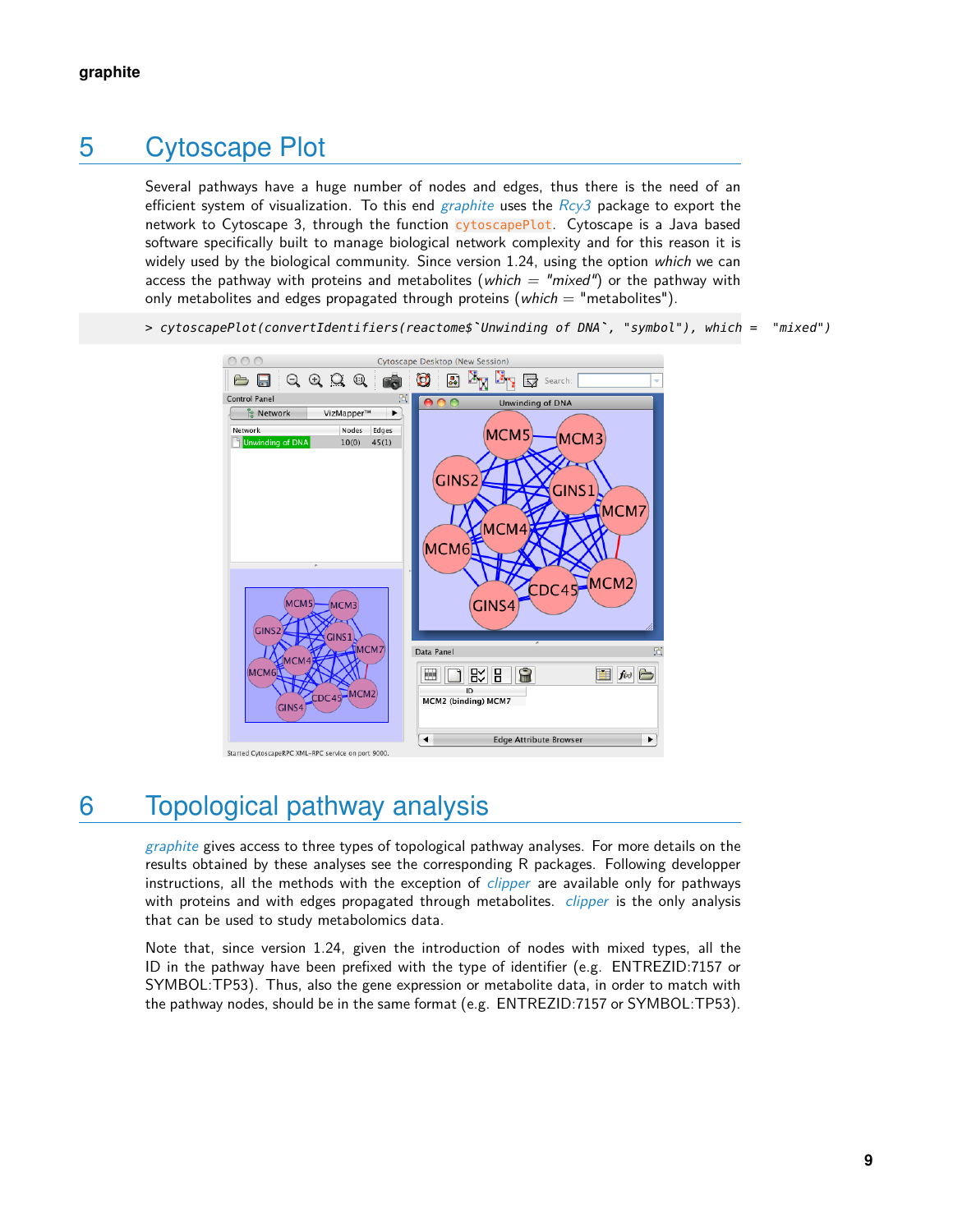## 5 Cytoscape Plot

Several pathways have a huge number of nodes and edges, thus there is the need of an efficient system of visualization. To this end *graphite* uses the *Rcy3* package to export the network to Cytoscape 3, through the function `cytoscapePlot`. Cytoscape is a Java based software specifically built to manage biological network complexity and for this reason it is widely used by the biological community. Since version 1.24, using the option *which* we can access the pathway with proteins and metabolites (*which* = *"mixed"*) or the pathway with only metabolites and edges propagated through proteins (*which* = "metabolites").

```
> cytoscapePlot(convertIdentifiers(reactome$`Unwinding of DNA`, "symbol"), which =  "mixed")
```

## 6 Topological pathway analysis

*graphite* gives access to three types of topological pathway analyses. For more details on the results obtained by these analyses see the corresponding R packages. Following developper instructions, all the methods with the exception of *clipper* are available only for pathways with proteins and with edges propagated through metabolites. *clipper* is the only analysis that can be used to study metabolomics data.

Note that, since version 1.24, given the introduction of nodes with mixed types, all the ID in the pathway have been prefixed with the type of identifier (e.g. ENTREZID:7157 or SYMBOL:TP53). Thus, also the gene expression or metabolite data, in order to match with the pathway nodes, should be in the same format (e.g. ENTREZID:7157 or SYMBOL:TP53).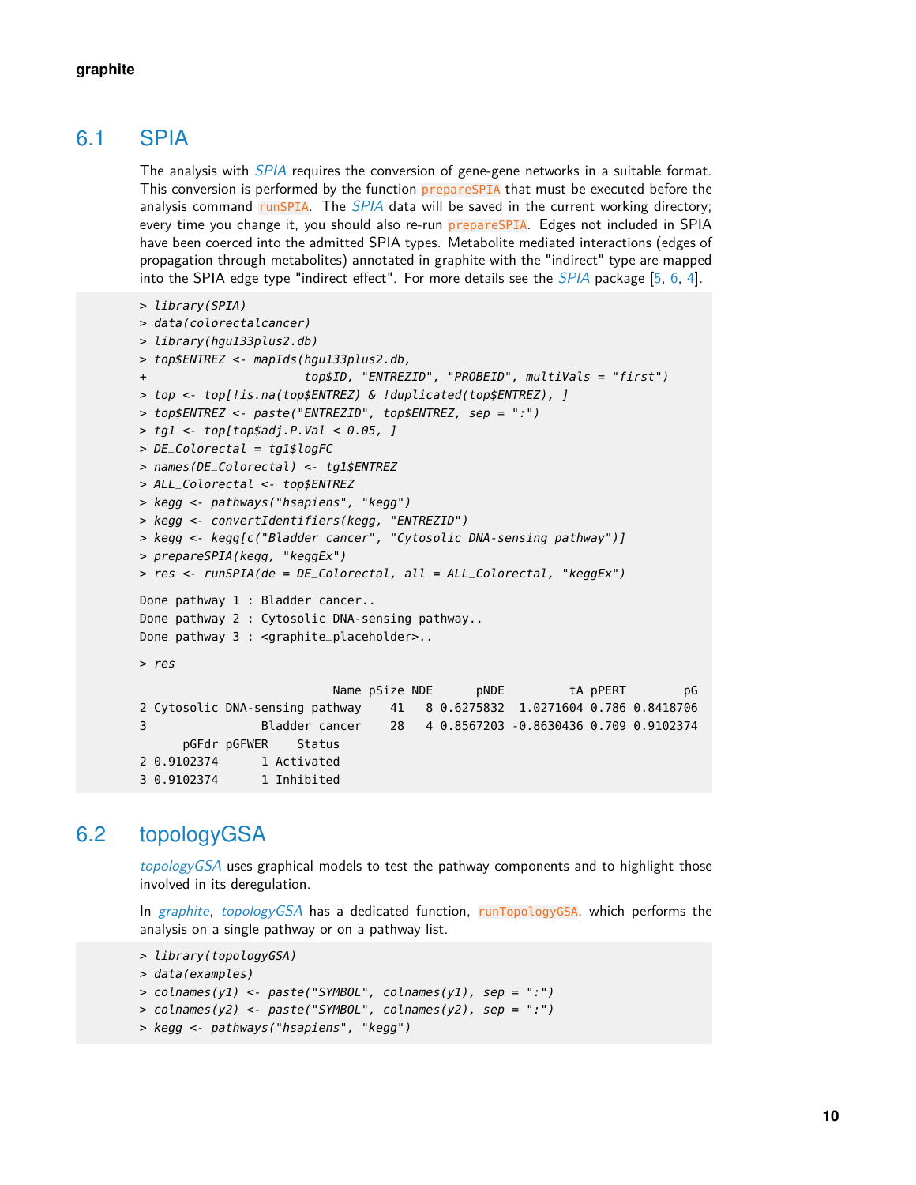## 6.1 SPIA

The analysis with *SPIA* requires the conversion of gene-gene networks in a suitable format. This conversion is performed by the function `prepareSPIA` that must be executed before the analysis command `runSPIA`. The *SPIA* data will be saved in the current working directory; every time you change it, you should also re-run `prepareSPIA`. Edges not included in SPIA have been coerced into the admitted SPIA types. Metabolite mediated interactions (edges of propagation through metabolites) annotated in graphite with the "indirect" type are mapped into the SPIA edge type "indirect effect". For more details see the *SPIA* package [5, 6, 4].

```
> library(SPIA)
> data(colorectalcancer)
> library(hgu133plus2.db)
> top$ENTREZ <- mapIds(hgu133plus2.db,
+                      top$ID, "ENTREZID", "PROBEID", multiVals = "first")
> top <- top[!is.na(top$ENTREZ) & !duplicated(top$ENTREZ), ]
> top$ENTREZ <- paste("ENTREZID", top$ENTREZ, sep = ":")
> tg1 <- top[top$adj.P.Val < 0.05, ]
> DE_Colorectal = tg1$logFC
> names(DE_Colorectal) <- tg1$ENTREZ
> ALL_Colorectal <- top$ENTREZ
> kegg <- pathways("hsapiens", "kegg")
> kegg <- convertIdentifiers(kegg, "ENTREZID")
> kegg <- kegg[c("Bladder cancer", "Cytosolic DNA-sensing pathway")]
> prepareSPIA(kegg, "keggEx")
> res <- runSPIA(de = DE_Colorectal, all = ALL_Colorectal, "keggEx")

Done pathway 1 : Bladder cancer..
Done pathway 2 : Cytosolic DNA-sensing pathway..
Done pathway 3 : <graphite_placeholder>..

> res

                           Name pSize NDE      pNDE         tA pPERT        pG
2 Cytosolic DNA-sensing pathway    41   8 0.6275832  1.0271604 0.786 0.8418706
3                Bladder cancer    28   4 0.8567203 -0.8630436 0.709 0.9102374
      pGFdr pGFWER    Status
2 0.9102374      1 Activated
3 0.9102374      1 Inhibited
```

## 6.2 topologyGSA

*topologyGSA* uses graphical models to test the pathway components and to highlight those involved in its deregulation.

In *graphite*, *topologyGSA* has a dedicated function, `runTopologyGSA`, which performs the analysis on a single pathway or on a pathway list.

```
> library(topologyGSA)
> data(examples)
> colnames(y1) <- paste("SYMBOL", colnames(y1), sep = ":")
> colnames(y2) <- paste("SYMBOL", colnames(y2), sep = ":")
> kegg <- pathways("hsapiens", "kegg")
```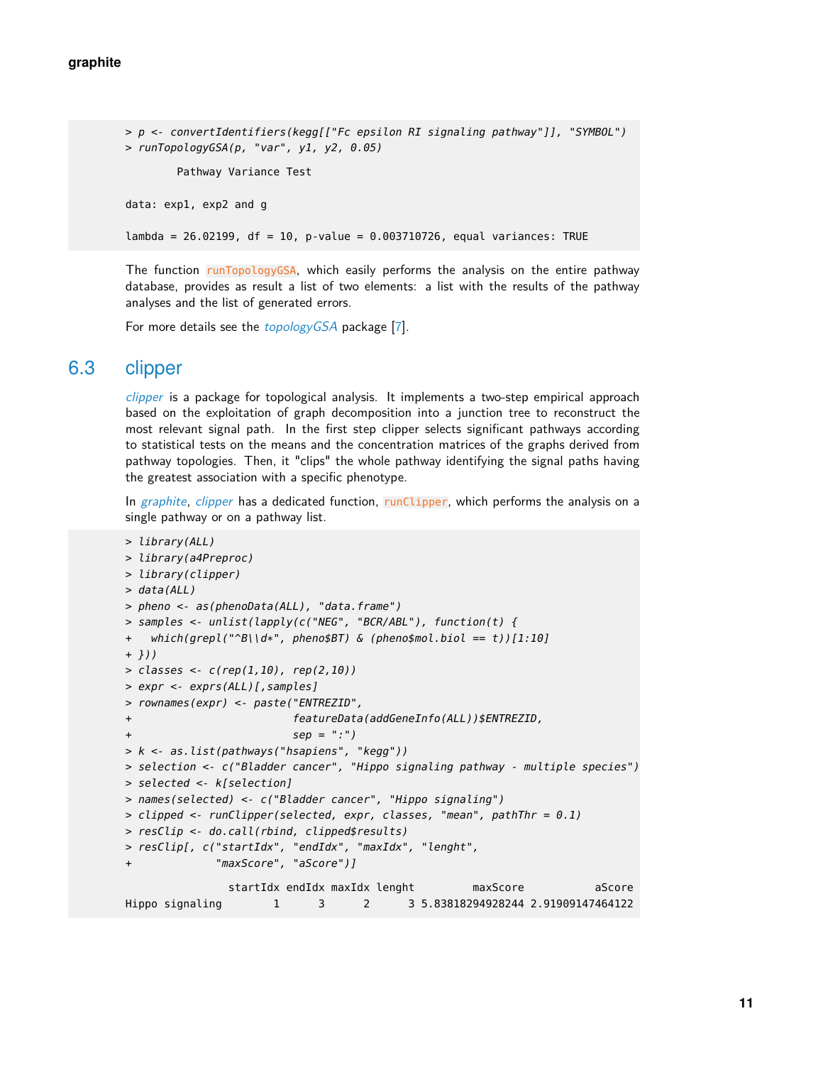```
> p <- convertIdentifiers(kegg[["Fc epsilon RI signaling pathway"]], "SYMBOL")
> runTopologyGSA(p, "var", y1, y2, 0.05)

        Pathway Variance Test

data: exp1, exp2 and g

lambda = 26.02199, df = 10, p-value = 0.003710726, equal variances: TRUE
```

The function `runTopologyGSA`, which easily performs the analysis on the entire pathway database, provides as result a list of two elements: a list with the results of the pathway analyses and the list of generated errors.

For more details see the *topologyGSA* package [7].

## 6.3 clipper

*clipper* is a package for topological analysis. It implements a two-step empirical approach based on the exploitation of graph decomposition into a junction tree to reconstruct the most relevant signal path. In the first step clipper selects significant pathways according to statistical tests on the means and the concentration matrices of the graphs derived from pathway topologies. Then, it "clips" the whole pathway identifying the signal paths having the greatest association with a specific phenotype.

In *graphite*, *clipper* has a dedicated function, `runClipper`, which performs the analysis on a single pathway or on a pathway list.

```
> library(ALL)
> library(a4Preproc)
> library(clipper)
> data(ALL)
> pheno <- as(phenoData(ALL), "data.frame")
> samples <- unlist(lapply(c("NEG", "BCR/ABL"), function(t) {
+   which(grepl("^B\\d*", pheno$BT) & (pheno$mol.biol == t))[1:10]
+ }))
> classes <- c(rep(1,10), rep(2,10))
> expr <- exprs(ALL)[,samples]
> rownames(expr) <- paste("ENTREZID",
+                         featureData(addGeneInfo(ALL))$ENTREZID,
+                         sep = ":")
> k <- as.list(pathways("hsapiens", "kegg"))
> selection <- c("Bladder cancer", "Hippo signaling pathway - multiple species")
> selected <- k[selection]
> names(selected) <- c("Bladder cancer", "Hippo signaling")
> clipped <- runClipper(selected, expr, classes, "mean", pathThr = 0.1)
> resClip <- do.call(rbind, clipped$results)
> resClip[, c("startIdx", "endIdx", "maxIdx", "lenght",
+             "maxScore", "aScore")]

                startIdx endIdx maxIdx lenght         maxScore           aScore
Hippo signaling        1      3      2      3 5.83818294928244 2.91909147464122
```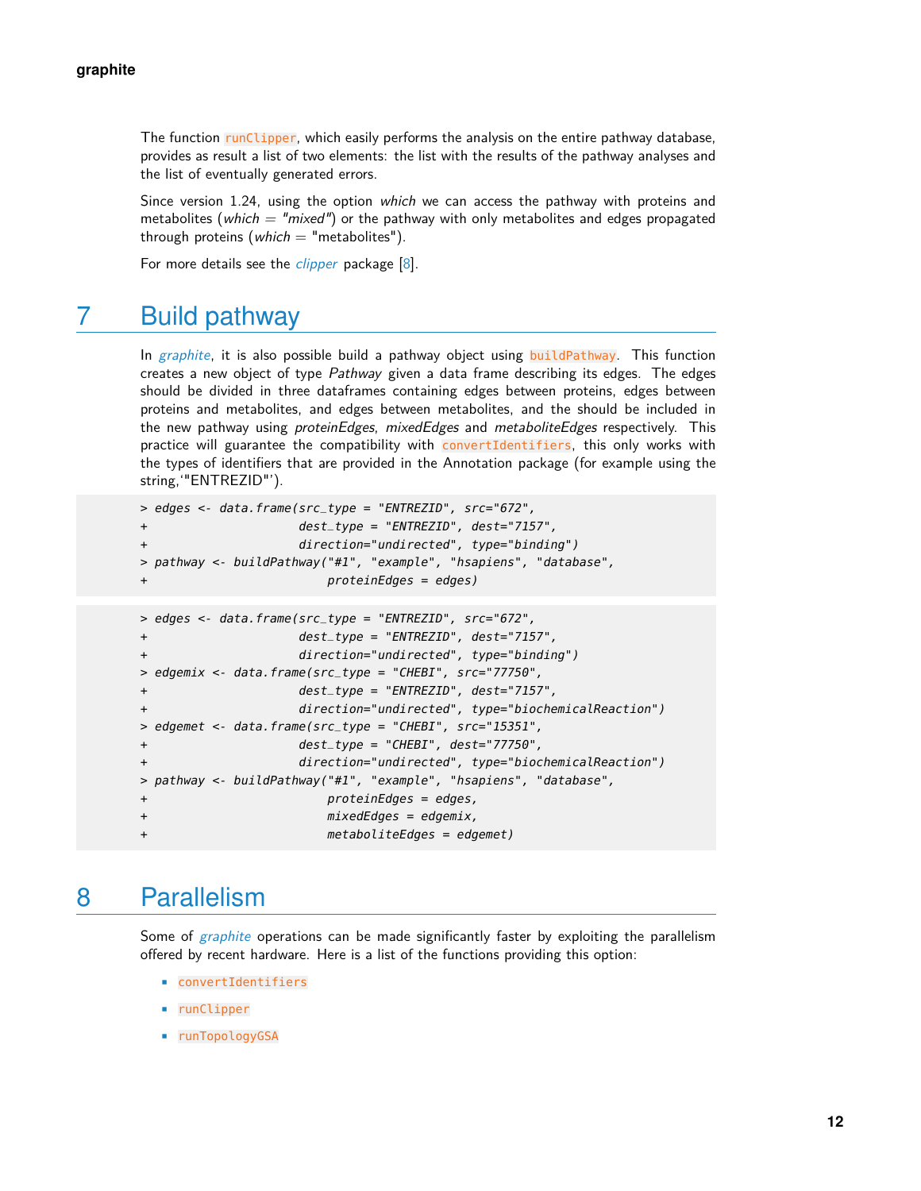The function `runClipper`, which easily performs the analysis on the entire pathway database, provides as result a list of two elements: the list with the results of the pathway analyses and the list of eventually generated errors.

Since version 1.24, using the option *which* we can access the pathway with proteins and metabolites (*which* = *"mixed"*) or the pathway with only metabolites and edges propagated through proteins (*which* = "metabolites").

For more details see the *clipper* package [8].

# 7 Build pathway

In *graphite*, it is also possible build a pathway object using `buildPathway`. This function creates a new object of type *Pathway* given a data frame describing its edges. The edges should be divided in three dataframes containing edges between proteins, edges between proteins and metabolites, and edges between metabolites, and the should be included in the new pathway using *proteinEdges*, *mixedEdges* and *metaboliteEdges* respectively. This practice will guarantee the compatibility with `convertIdentifiers`, this only works with the types of identifiers that are provided in the Annotation package (for example using the string,'"ENTREZID"').

```
> edges <- data.frame(src_type = "ENTREZID", src="672",
+                     dest_type = "ENTREZID", dest="7157",
+                     direction="undirected", type="binding")
> pathway <- buildPathway("#1", "example", "hsapiens", "database",
+                         proteinEdges = edges)
```

```
> edges <- data.frame(src_type = "ENTREZID", src="672",
+                     dest_type = "ENTREZID", dest="7157",
+                     direction="undirected", type="binding")
> edgemix <- data.frame(src_type = "CHEBI", src="77750",
+                     dest_type = "ENTREZID", dest="7157",
+                     direction="undirected", type="biochemicalReaction")
> edgemet <- data.frame(src_type = "CHEBI", src="15351",
+                     dest_type = "CHEBI", dest="77750",
+                     direction="undirected", type="biochemicalReaction")
> pathway <- buildPathway("#1", "example", "hsapiens", "database",
+                         proteinEdges = edges,
+                         mixedEdges = edgemix,
+                         metaboliteEdges = edgemet)
```

# 8 Parallelism

Some of *graphite* operations can be made significantly faster by exploiting the parallelism offered by recent hardware. Here is a list of the functions providing this option:

- `convertIdentifiers`
- `runClipper`
- `runTopologyGSA`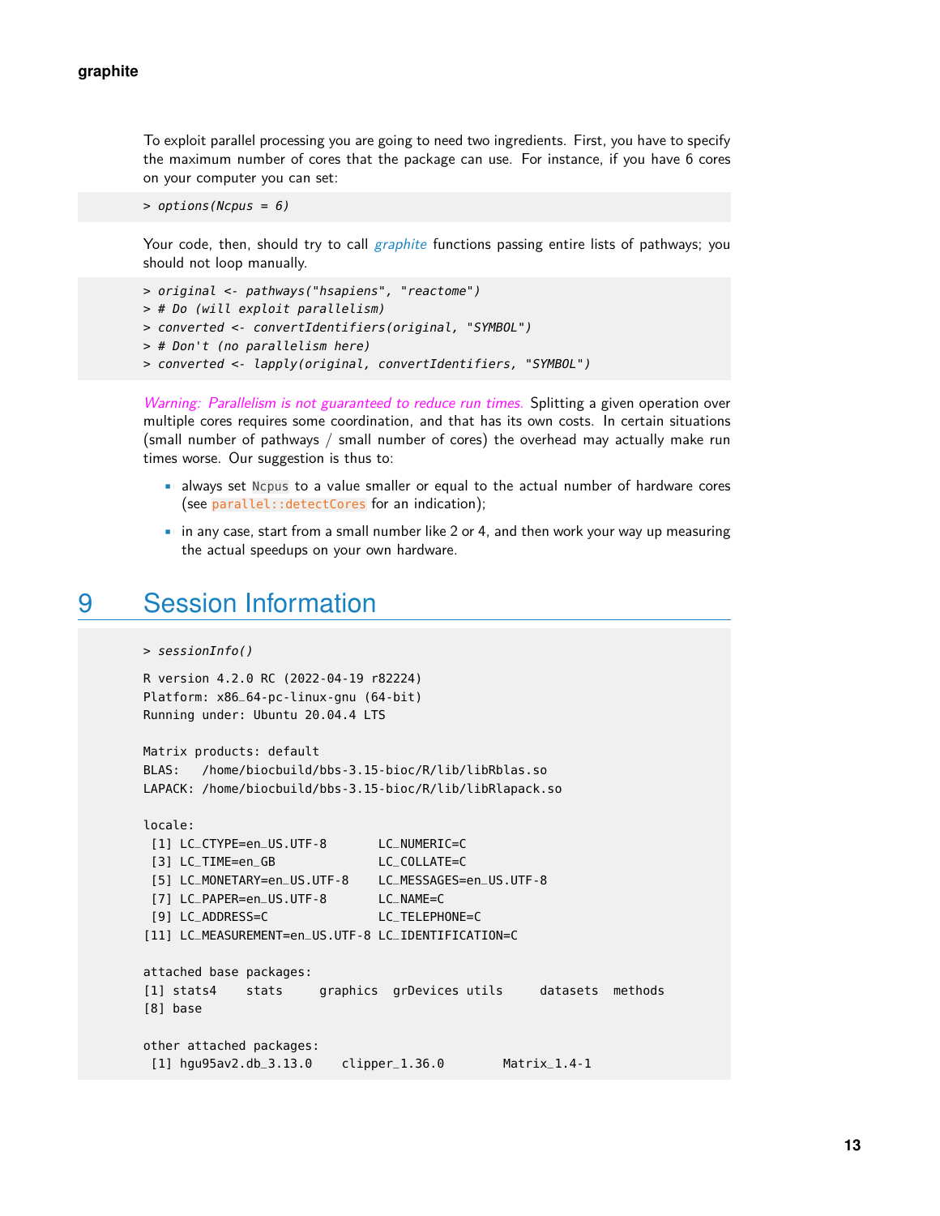To exploit parallel processing you are going to need two ingredients. First, you have to specify the maximum number of cores that the package can use. For instance, if you have 6 cores on your computer you can set:

```
> options(Ncpus = 6)
```

Your code, then, should try to call *graphite* functions passing entire lists of pathways; you should not loop manually.

```
> original <- pathways("hsapiens", "reactome")
> # Do (will exploit parallelism)
> converted <- convertIdentifiers(original, "SYMBOL")
> # Don't (no parallelism here)
> converted <- lapply(original, convertIdentifiers, "SYMBOL")
```

*Warning: Parallelism is not guaranteed to reduce run times.* Splitting a given operation over multiple cores requires some coordination, and that has its own costs. In certain situations (small number of pathways / small number of cores) the overhead may actually make run times worse. Our suggestion is thus to:

- always set `Ncpus` to a value smaller or equal to the actual number of hardware cores (see `parallel::detectCores` for an indication);
- in any case, start from a small number like 2 or 4, and then work your way up measuring the actual speedups on your own hardware.

# 9 Session Information

```
> sessionInfo()

R version 4.2.0 RC (2022-04-19 r82224)
Platform: x86_64-pc-linux-gnu (64-bit)
Running under: Ubuntu 20.04.4 LTS

Matrix products: default
BLAS:   /home/biocbuild/bbs-3.15-bioc/R/lib/libRblas.so
LAPACK: /home/biocbuild/bbs-3.15-bioc/R/lib/libRlapack.so

locale:
 [1] LC_CTYPE=en_US.UTF-8       LC_NUMERIC=C
 [3] LC_TIME=en_GB              LC_COLLATE=C
 [5] LC_MONETARY=en_US.UTF-8    LC_MESSAGES=en_US.UTF-8
 [7] LC_PAPER=en_US.UTF-8       LC_NAME=C
 [9] LC_ADDRESS=C               LC_TELEPHONE=C
[11] LC_MEASUREMENT=en_US.UTF-8 LC_IDENTIFICATION=C

attached base packages:
[1] stats4    stats     graphics  grDevices utils     datasets  methods
[8] base

other attached packages:
 [1] hgu95av2.db_3.13.0    clipper_1.36.0        Matrix_1.4-1
```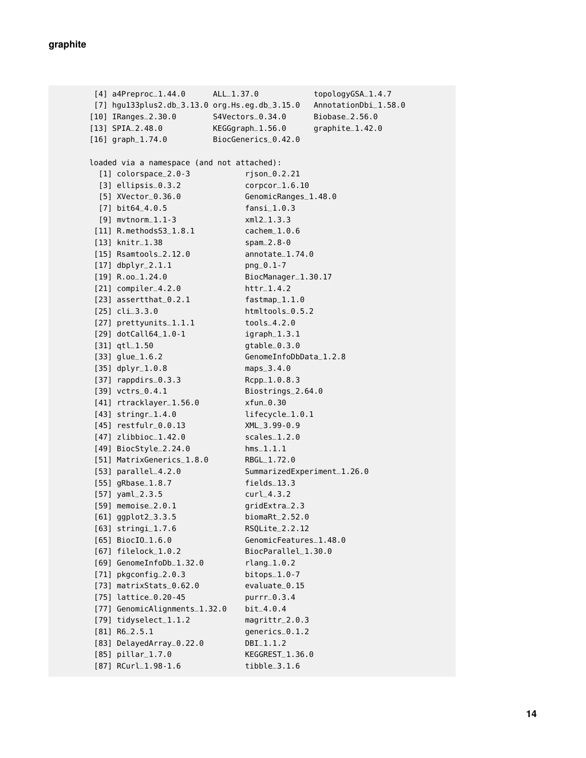```
 [4] a4Preproc_1.44.0      ALL_1.37.0           topologyGSA_1.4.7
 [7] hgu133plus2.db_3.13.0 org.Hs.eg.db_3.15.0  AnnotationDbi_1.58.0
[10] IRanges_2.30.0        S4Vectors_0.34.0     Biobase_2.56.0
[13] SPIA_2.48.0           KEGGgraph_1.56.0     graphite_1.42.0
[16] graph_1.74.0          BiocGenerics_0.42.0

loaded via a namespace (and not attached):
 [1] colorspace_2.0-3           rjson_0.2.21
 [3] ellipsis_0.3.2             corpcor_1.6.10
 [5] XVector_0.36.0             GenomicRanges_1.48.0
 [7] bit64_4.0.5                fansi_1.0.3
 [9] mvtnorm_1.1-3              xml2_1.3.3
[11] R.methodsS3_1.8.1          cachem_1.0.6
[13] knitr_1.38                 spam_2.8-0
[15] Rsamtools_2.12.0           annotate_1.74.0
[17] dbplyr_2.1.1               png_0.1-7
[19] R.oo_1.24.0                BiocManager_1.30.17
[21] compiler_4.2.0             httr_1.4.2
[23] assertthat_0.2.1           fastmap_1.1.0
[25] cli_3.3.0                  htmltools_0.5.2
[27] prettyunits_1.1.1          tools_4.2.0
[29] dotCall64_1.0-1            igraph_1.3.1
[31] qtl_1.50                   gtable_0.3.0
[33] glue_1.6.2                 GenomeInfoDbData_1.2.8
[35] dplyr_1.0.8                maps_3.4.0
[37] rappdirs_0.3.3             Rcpp_1.0.8.3
[39] vctrs_0.4.1                Biostrings_2.64.0
[41] rtracklayer_1.56.0         xfun_0.30
[43] stringr_1.4.0              lifecycle_1.0.1
[45] restfulr_0.0.13            XML_3.99-0.9
[47] zlibbioc_1.42.0            scales_1.2.0
[49] BiocStyle_2.24.0           hms_1.1.1
[51] MatrixGenerics_1.8.0       RBGL_1.72.0
[53] parallel_4.2.0             SummarizedExperiment_1.26.0
[55] gRbase_1.8.7               fields_13.3
[57] yaml_2.3.5                 curl_4.3.2
[59] memoise_2.0.1              gridExtra_2.3
[61] ggplot2_3.3.5              biomaRt_2.52.0
[63] stringi_1.7.6              RSQLite_2.2.12
[65] BiocIO_1.6.0               GenomicFeatures_1.48.0
[67] filelock_1.0.2             BiocParallel_1.30.0
[69] GenomeInfoDb_1.32.0        rlang_1.0.2
[71] pkgconfig_2.0.3            bitops_1.0-7
[73] matrixStats_0.62.0         evaluate_0.15
[75] lattice_0.20-45            purrr_0.3.4
[77] GenomicAlignments_1.32.0   bit_4.0.4
[79] tidyselect_1.1.2           magrittr_2.0.3
[81] R6_2.5.1                   generics_0.1.2
[83] DelayedArray_0.22.0        DBI_1.1.2
[85] pillar_1.7.0               KEGGREST_1.36.0
[87] RCurl_1.98-1.6             tibble_3.1.6
```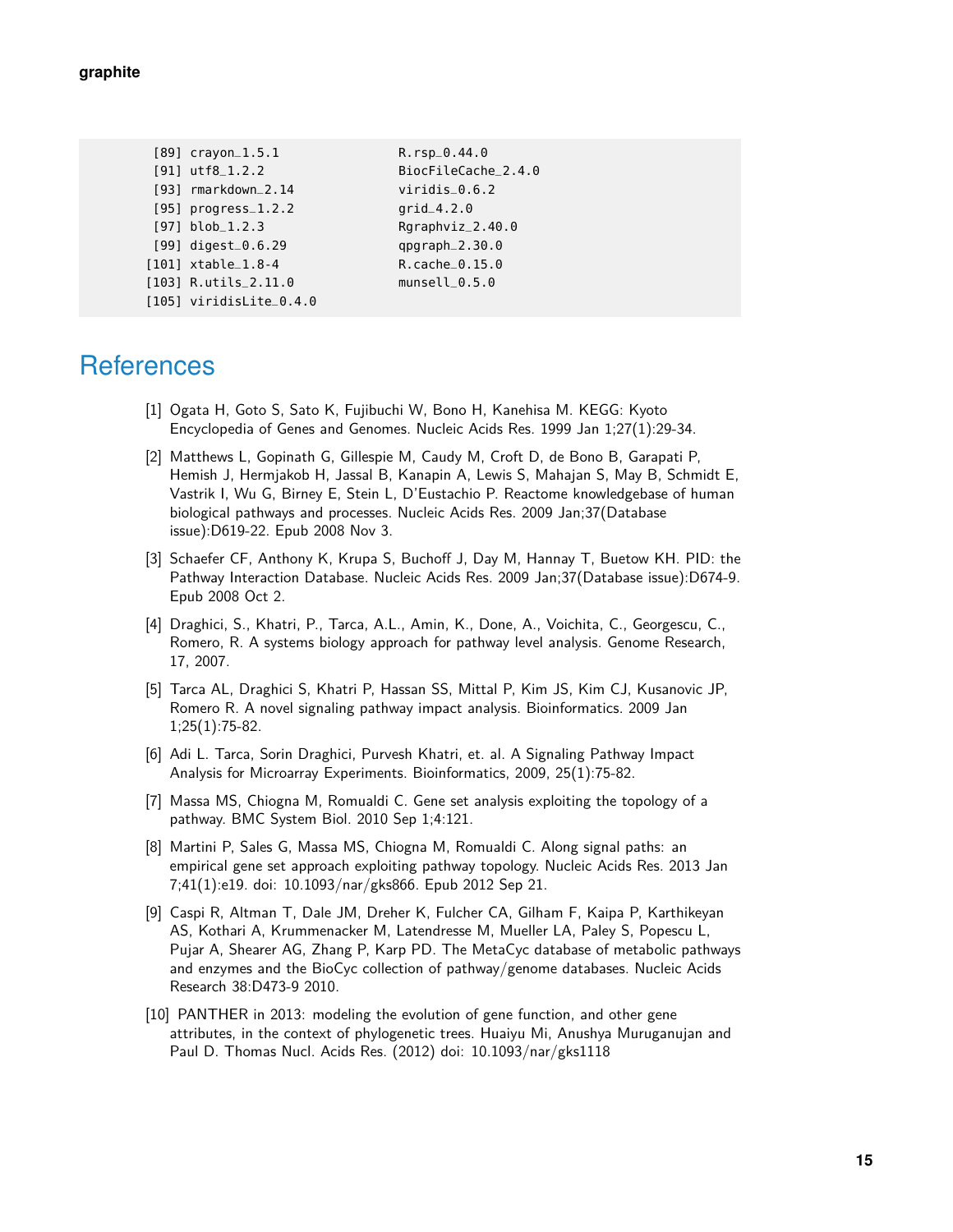```
 [89] crayon_1.5.1              R.rsp_0.44.0
 [91] utf8_1.2.2                BiocFileCache_2.4.0
 [93] rmarkdown_2.14            viridis_0.6.2
 [95] progress_1.2.2            grid_4.2.0
 [97] blob_1.2.3                Rgraphviz_2.40.0
 [99] digest_0.6.29             qpgraph_2.30.0
[101] xtable_1.8-4              R.cache_0.15.0
[103] R.utils_2.11.0            munsell_0.5.0
[105] viridisLite_0.4.0
```

# References

[1] Ogata H, Goto S, Sato K, Fujibuchi W, Bono H, Kanehisa M. KEGG: Kyoto Encyclopedia of Genes and Genomes. Nucleic Acids Res. 1999 Jan 1;27(1):29-34.

[2] Matthews L, Gopinath G, Gillespie M, Caudy M, Croft D, de Bono B, Garapati P, Hemish J, Hermjakob H, Jassal B, Kanapin A, Lewis S, Mahajan S, May B, Schmidt E, Vastrik I, Wu G, Birney E, Stein L, D'Eustachio P. Reactome knowledgebase of human biological pathways and processes. Nucleic Acids Res. 2009 Jan;37(Database issue):D619-22. Epub 2008 Nov 3.

[3] Schaefer CF, Anthony K, Krupa S, Buchoff J, Day M, Hannay T, Buetow KH. PID: the Pathway Interaction Database. Nucleic Acids Res. 2009 Jan;37(Database issue):D674-9. Epub 2008 Oct 2.

[4] Draghici, S., Khatri, P., Tarca, A.L., Amin, K., Done, A., Voichita, C., Georgescu, C., Romero, R. A systems biology approach for pathway level analysis. Genome Research, 17, 2007.

[5] Tarca AL, Draghici S, Khatri P, Hassan SS, Mittal P, Kim JS, Kim CJ, Kusanovic JP, Romero R. A novel signaling pathway impact analysis. Bioinformatics. 2009 Jan 1;25(1):75-82.

[6] Adi L. Tarca, Sorin Draghici, Purvesh Khatri, et. al. A Signaling Pathway Impact Analysis for Microarray Experiments. Bioinformatics, 2009, 25(1):75-82.

[7] Massa MS, Chiogna M, Romualdi C. Gene set analysis exploiting the topology of a pathway. BMC System Biol. 2010 Sep 1;4:121.

[8] Martini P, Sales G, Massa MS, Chiogna M, Romualdi C. Along signal paths: an empirical gene set approach exploiting pathway topology. Nucleic Acids Res. 2013 Jan 7;41(1):e19. doi: 10.1093/nar/gks866. Epub 2012 Sep 21.

[9] Caspi R, Altman T, Dale JM, Dreher K, Fulcher CA, Gilham F, Kaipa P, Karthikeyan AS, Kothari A, Krummenacker M, Latendresse M, Mueller LA, Paley S, Popescu L, Pujar A, Shearer AG, Zhang P, Karp PD. The MetaCyc database of metabolic pathways and enzymes and the BioCyc collection of pathway/genome databases. Nucleic Acids Research 38:D473-9 2010.

[10] PANTHER in 2013: modeling the evolution of gene function, and other gene attributes, in the context of phylogenetic trees. Huaiyu Mi, Anushya Muruganujan and Paul D. Thomas Nucl. Acids Res. (2012) doi: 10.1093/nar/gks1118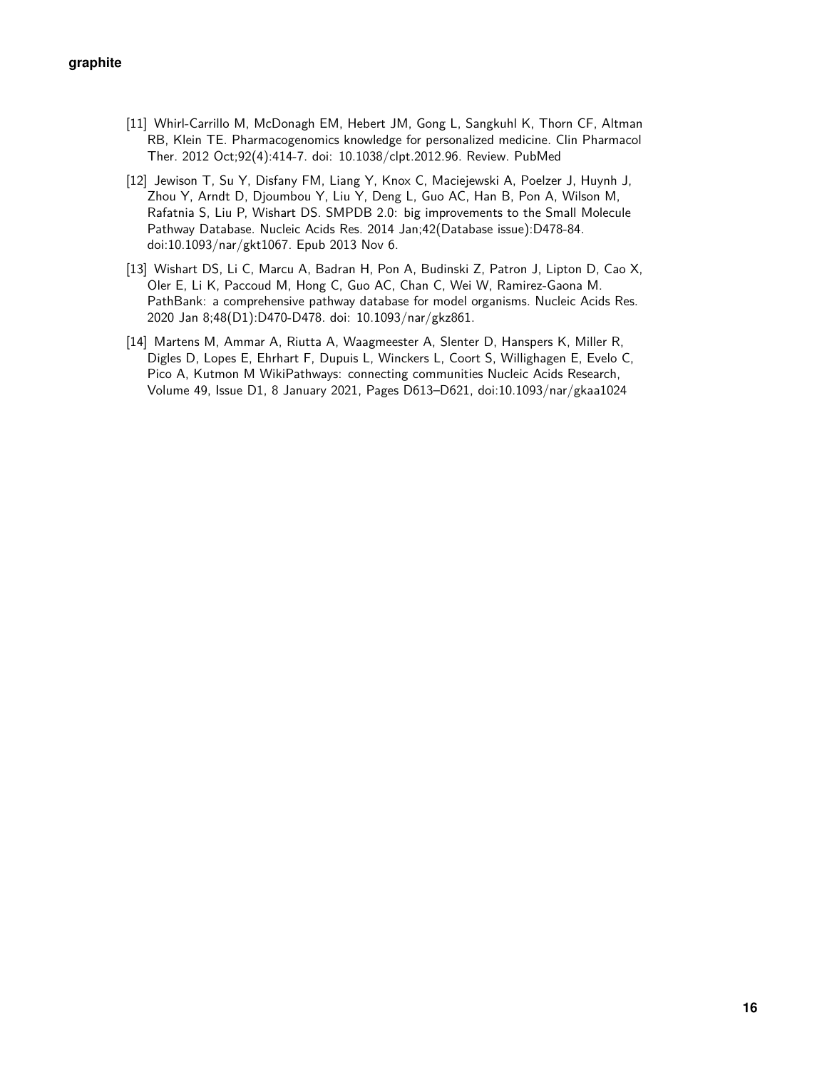[11] Whirl-Carrillo M, McDonagh EM, Hebert JM, Gong L, Sangkuhl K, Thorn CF, Altman RB, Klein TE. Pharmacogenomics knowledge for personalized medicine. Clin Pharmacol Ther. 2012 Oct;92(4):414-7. doi: 10.1038/clpt.2012.96. Review. PubMed

[12] Jewison T, Su Y, Disfany FM, Liang Y, Knox C, Maciejewski A, Poelzer J, Huynh J, Zhou Y, Arndt D, Djoumbou Y, Liu Y, Deng L, Guo AC, Han B, Pon A, Wilson M, Rafatnia S, Liu P, Wishart DS. SMPDB 2.0: big improvements to the Small Molecule Pathway Database. Nucleic Acids Res. 2014 Jan;42(Database issue):D478-84. doi:10.1093/nar/gkt1067. Epub 2013 Nov 6.

[13] Wishart DS, Li C, Marcu A, Badran H, Pon A, Budinski Z, Patron J, Lipton D, Cao X, Oler E, Li K, Paccoud M, Hong C, Guo AC, Chan C, Wei W, Ramirez-Gaona M. PathBank: a comprehensive pathway database for model organisms. Nucleic Acids Res. 2020 Jan 8;48(D1):D470-D478. doi: 10.1093/nar/gkz861.

[14] Martens M, Ammar A, Riutta A, Waagmeester A, Slenter D, Hanspers K, Miller R, Digles D, Lopes E, Ehrhart F, Dupuis L, Winckers L, Coort S, Willighagen E, Evelo C, Pico A, Kutmon M WikiPathways: connecting communities Nucleic Acids Research, Volume 49, Issue D1, 8 January 2021, Pages D613–D621, doi:10.1093/nar/gkaa1024